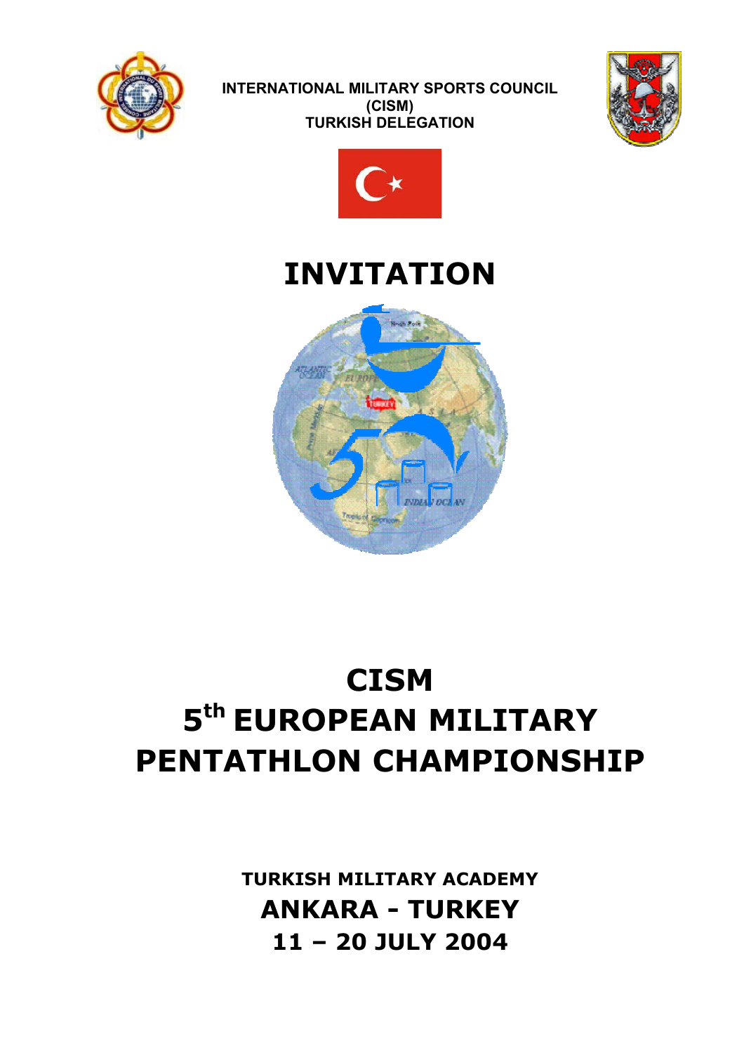INTERNATIONAL MILITARY SPORTS COUNCIL
(CISM)
TURKISH DELEGATION

# INVITATION

# CISM
# 5th EUROPEAN MILITARY PENTATHLON CHAMPIONSHIP

**TURKISH MILITARY ACADEMY**

**ANKARA - TURKEY**

**11 – 20 JULY 2004**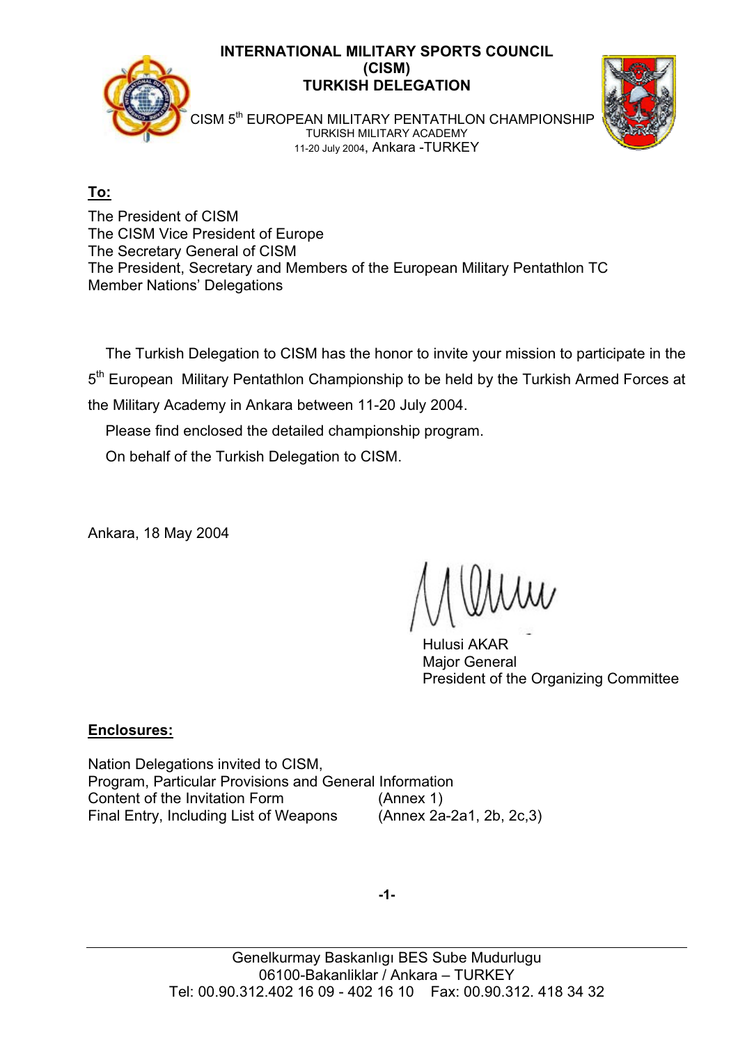**INTERNATIONAL MILITARY SPORTS COUNCIL**
**(CISM)**
**TURKISH DELEGATION**

CISM 5th EUROPEAN MILITARY PENTATHLON CHAMPIONSHIP
TURKISH MILITARY ACADEMY
11-20 July 2004, Ankara -TURKEY

**To:**

The President of CISM
The CISM Vice President of Europe
The Secretary General of CISM
The President, Secretary and Members of the European Military Pentathlon TC
Member Nations' Delegations

The Turkish Delegation to CISM has the honor to invite your mission to participate in the 5th European Military Pentathlon Championship to be held by the Turkish Armed Forces at the Military Academy in Ankara between 11-20 July 2004.

Please find enclosed the detailed championship program.

On behalf of the Turkish Delegation to CISM.

Ankara, 18 May 2004

Hulusi AKAR
Major General
President of the Organizing Committee

**Enclosures:**

Nation Delegations invited to CISM,
Program, Particular Provisions and General Information
Content of the Invitation Form (Annex 1)
Final Entry, Including List of Weapons (Annex 2a-2a1, 2b, 2c,3)

Genelkurmay Baskanlıgı BES Sube Mudurlugu
06100-Bakanliklar / Ankara – TURKEY
Tel: 00.90.312.402 16 09 - 402 16 10 Fax: 00.90.312. 418 34 32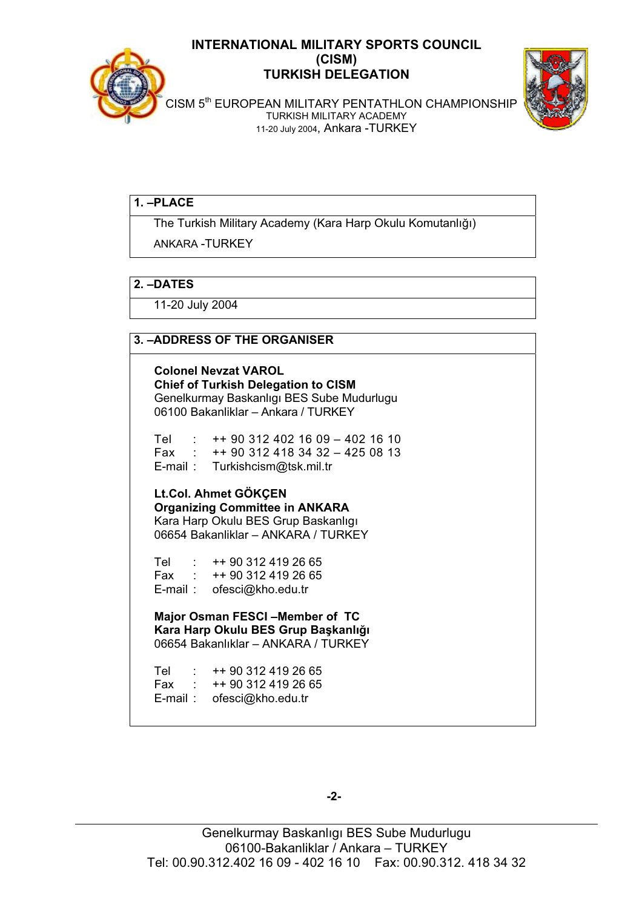# INTERNATIONAL MILITARY SPORTS COUNCIL
# (CISM)
# TURKISH DELEGATION

CISM 5th EUROPEAN MILITARY PENTATHLON CHAMPIONSHIP
TURKISH MILITARY ACADEMY
11-20 July 2004, Ankara -TURKEY

## 1. –PLACE

The Turkish Military Academy (Kara Harp Okulu Komutanlığı)

ANKARA -TURKEY

## 2. –DATES

11-20 July 2004

## 3. –ADDRESS OF THE ORGANISER

**Colonel Nevzat VAROL**
**Chief of Turkish Delegation to CISM**
Genelkurmay Baskanlıgı BES Sube Mudurlugu
06100 Bakanliklar – Ankara / TURKEY

Tel : ++ 90 312 402 16 09 – 402 16 10
Fax : ++ 90 312 418 34 32 – 425 08 13
E-mail : Turkishcism@tsk.mil.tr

**Lt.Col. Ahmet GÖKÇEN**
**Organizing Committee in ANKARA**
Kara Harp Okulu BES Grup Baskanlıgı
06654 Bakanliklar – ANKARA / TURKEY

Tel : ++ 90 312 419 26 65
Fax : ++ 90 312 419 26 65
E-mail : ofesci@kho.edu.tr

**Major Osman FESCI –Member of TC**
**Kara Harp Okulu BES Grup Başkanlığı**
06654 Bakanlıklar – ANKARA / TURKEY

Tel : ++ 90 312 419 26 65
Fax : ++ 90 312 419 26 65
E-mail : ofesci@kho.edu.tr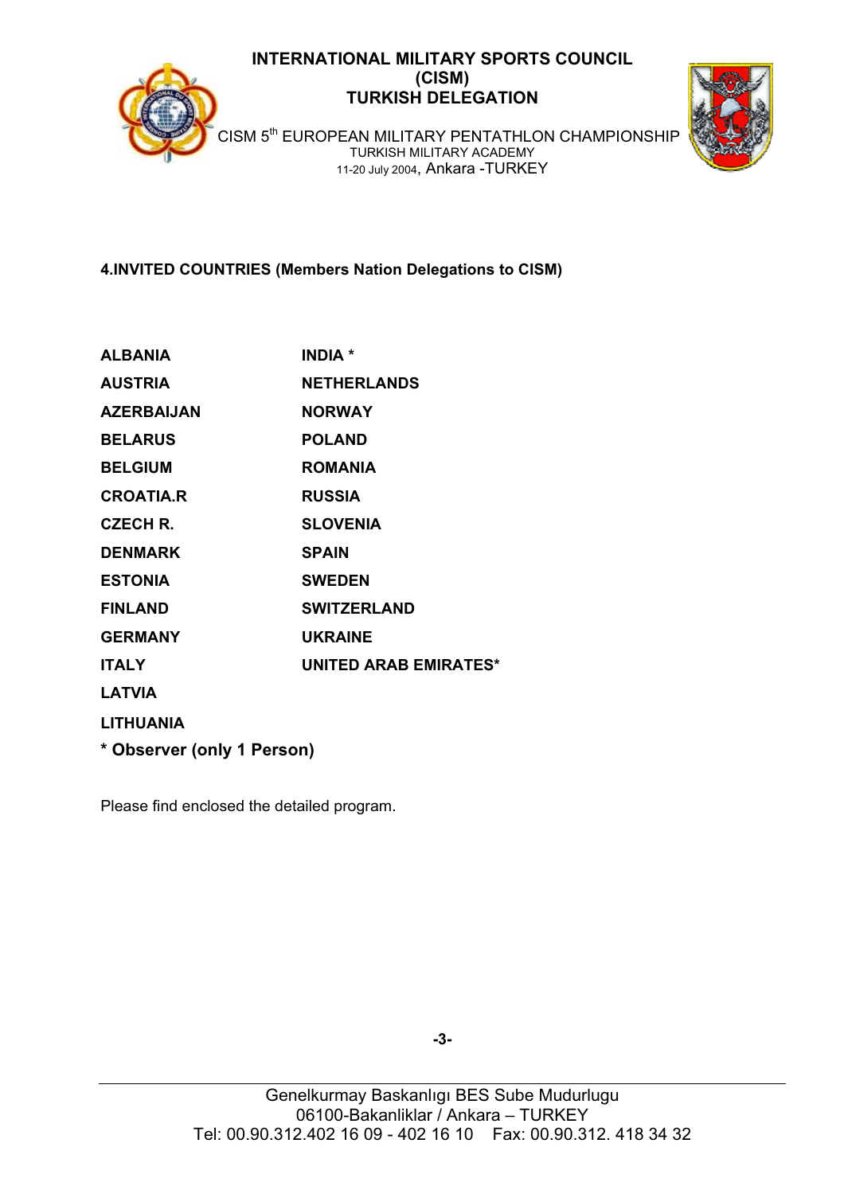**4.INVITED COUNTRIES (Members Nation Delegations to CISM)**

| | |
|---|---|
| **ALBANIA** | **INDIA *** |
| **AUSTRIA** | **NETHERLANDS** |
| **AZERBAIJAN** | **NORWAY** |
| **BELARUS** | **POLAND** |
| **BELGIUM** | **ROMANIA** |
| **CROATIA.R** | **RUSSIA** |
| **CZECH R.** | **SLOVENIA** |
| **DENMARK** | **SPAIN** |
| **ESTONIA** | **SWEDEN** |
| **FINLAND** | **SWITZERLAND** |
| **GERMANY** | **UKRAINE** |
| **ITALY** | **UNITED ARAB EMIRATES*** |
| **LATVIA** | |
| **LITHUANIA** | |

*** Observer (only 1 Person)**

Please find enclosed the detailed program.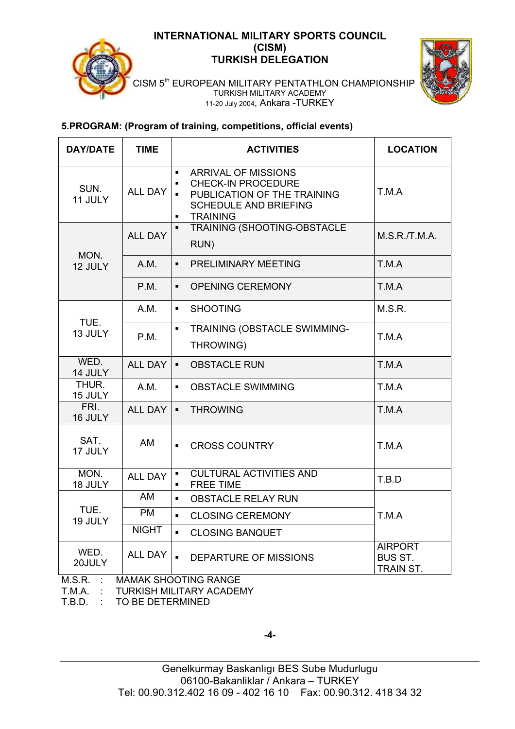**INTERNATIONAL MILITARY SPORTS COUNCIL**
**(CISM)**
**TURKISH DELEGATION**

CISM 5th EUROPEAN MILITARY PENTATHLON CHAMPIONSHIP
TURKISH MILITARY ACADEMY
11-20 July 2004, Ankara -TURKEY

## 5.PROGRAM: (Program of training, competitions, official events)

| DAY/DATE | TIME | ACTIVITIES | LOCATION |
|---|---|---|---|
| SUN. 11 JULY | ALL DAY | ▪ ARRIVAL OF MISSIONS<br>▪ CHECK-IN PROCEDURE<br>▪ PUBLICATION OF THE TRAINING SCHEDULE AND BRIEFING<br>▪ TRAINING | T.M.A |
| MON. 12 JULY | ALL DAY | ▪ TRAINING (SHOOTING-OBSTACLE RUN) | M.S.R./T.M.A. |
| | A.M. | ▪ PRELIMINARY MEETING | T.M.A |
| | P.M. | ▪ OPENING CEREMONY | T.M.A |
| TUE. 13 JULY | A.M. | ▪ SHOOTING | M.S.R. |
| | P.M. | ▪ TRAINING (OBSTACLE SWIMMING-THROWING) | T.M.A |
| WED. 14 JULY | ALL DAY | ▪ OBSTACLE RUN | T.M.A |
| THUR. 15 JULY | A.M. | ▪ OBSTACLE SWIMMING | T.M.A |
| FRI. 16 JULY | ALL DAY | ▪ THROWING | T.M.A |
| SAT. 17 JULY | AM | ▪ CROSS COUNTRY | T.M.A |
| MON. 18 JULY | ALL DAY | ▪ CULTURAL ACTIVITIES AND<br>▪ FREE TIME | T.B.D |
| TUE. 19 JULY | AM | ▪ OBSTACLE RELAY RUN | T.M.A |
| | PM | ▪ CLOSING CEREMONY | |
| | NIGHT | ▪ CLOSING BANQUET | |
| WED. 20JULY | ALL DAY | ▪ DEPARTURE OF MISSIONS | AIRPORT<br>BUS ST.<br>TRAIN ST. |

M.S.R. : MAMAK SHOOTING RANGE
T.M.A. : TURKISH MILITARY ACADEMY
T.B.D. : TO BE DETERMINED

Genelkurmay Baskanlıgı BES Sube Mudurlugu
06100-Bakanliklar / Ankara – TURKEY
Tel: 00.90.312.402 16 09 - 402 16 10 Fax: 00.90.312. 418 34 32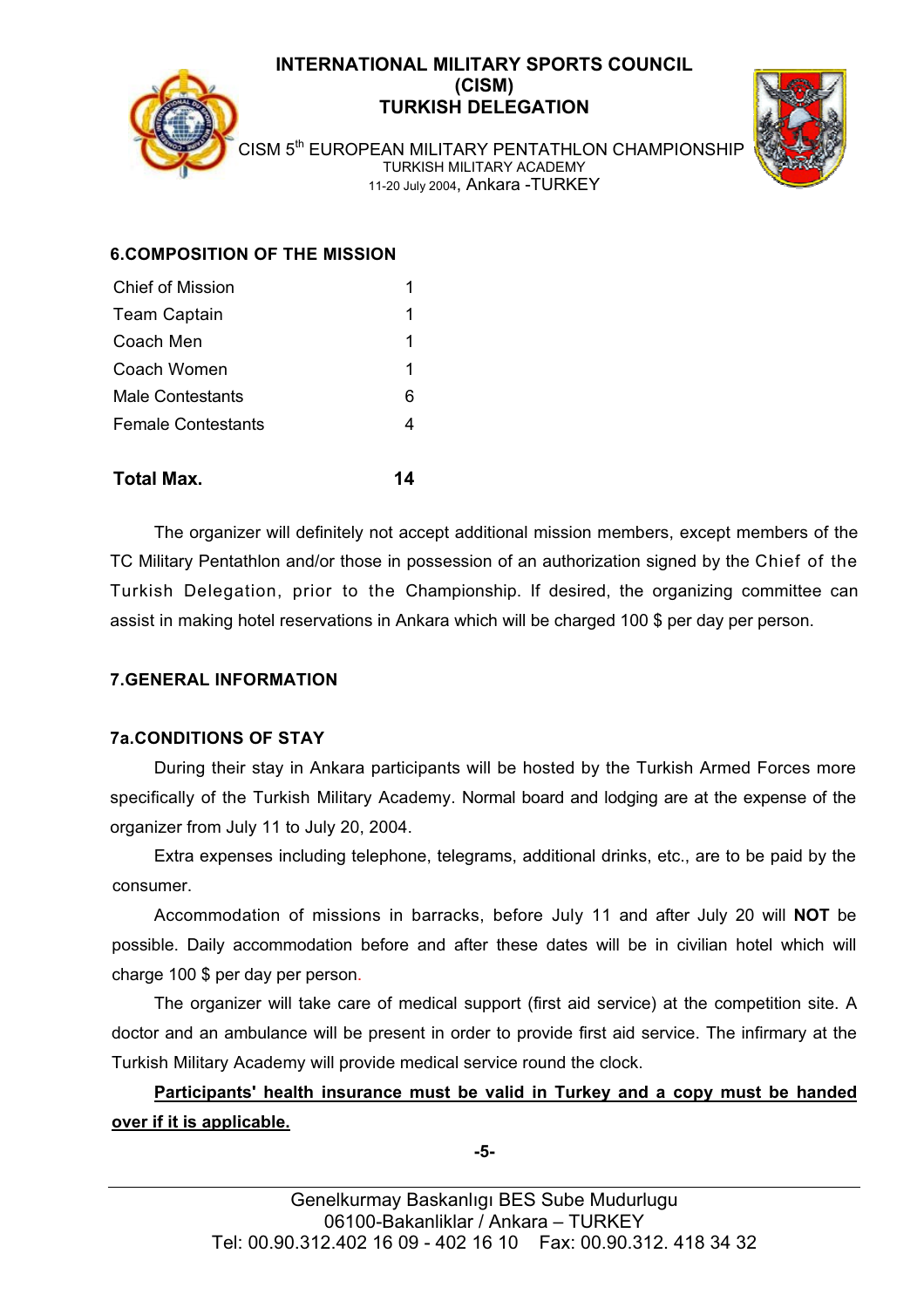## 6.COMPOSITION OF THE MISSION

| | |
|---|---|
| Chief of Mission | 1 |
| Team Captain | 1 |
| Coach Men | 1 |
| Coach Women | 1 |
| Male Contestants | 6 |
| Female Contestants | 4 |
| **Total Max.** | **14** |

The organizer will definitely not accept additional mission members, except members of the TC Military Pentathlon and/or those in possession of an authorization signed by the Chief of the Turkish Delegation, prior to the Championship. If desired, the organizing committee can assist in making hotel reservations in Ankara which will be charged 100 $ per day per person.

## 7.GENERAL INFORMATION

### 7a.CONDITIONS OF STAY

During their stay in Ankara participants will be hosted by the Turkish Armed Forces more specifically of the Turkish Military Academy. Normal board and lodging are at the expense of the organizer from July 11 to July 20, 2004.

Extra expenses including telephone, telegrams, additional drinks, etc., are to be paid by the consumer.

Accommodation of missions in barracks, before July 11 and after July 20 will **NOT** be possible. Daily accommodation before and after these dates will be in civilian hotel which will charge 100 $ per day per person.

The organizer will take care of medical support (first aid service) at the competition site. A doctor and an ambulance will be present in order to provide first aid service. The infirmary at the Turkish Military Academy will provide medical service round the clock.

**Participants' health insurance must be valid in Turkey and a copy must be handed over if it is applicable.**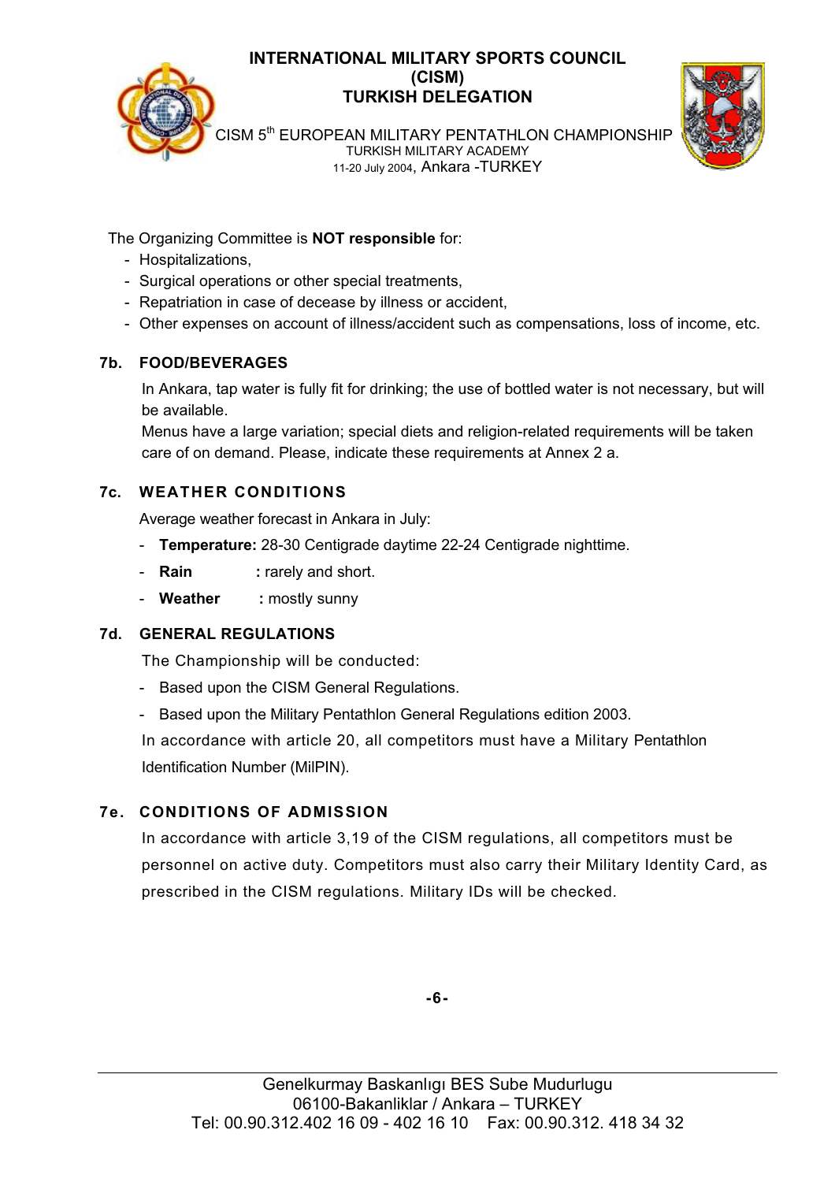The Organizing Committee is **NOT responsible** for:

- Hospitalizations,
- Surgical operations or other special treatments,
- Repatriation in case of decease by illness or accident,
- Other expenses on account of illness/accident such as compensations, loss of income, etc.

## 7b. FOOD/BEVERAGES

In Ankara, tap water is fully fit for drinking; the use of bottled water is not necessary, but will be available.

Menus have a large variation; special diets and religion-related requirements will be taken care of on demand. Please, indicate these requirements at Annex 2 a.

## 7c. WEATHER CONDITIONS

Average weather forecast in Ankara in July:

- **Temperature:** 28-30 Centigrade daytime 22-24 Centigrade nighttime.
- **Rain** : rarely and short.
- **Weather** : mostly sunny

## 7d. GENERAL REGULATIONS

The Championship will be conducted:

- Based upon the CISM General Regulations.
- Based upon the Military Pentathlon General Regulations edition 2003.

In accordance with article 20, all competitors must have a Military Pentathlon Identification Number (MilPIN).

## 7e. CONDITIONS OF ADMISSION

In accordance with article 3,19 of the CISM regulations, all competitors must be personnel on active duty. Competitors must also carry their Military Identity Card, as prescribed in the CISM regulations. Military IDs will be checked.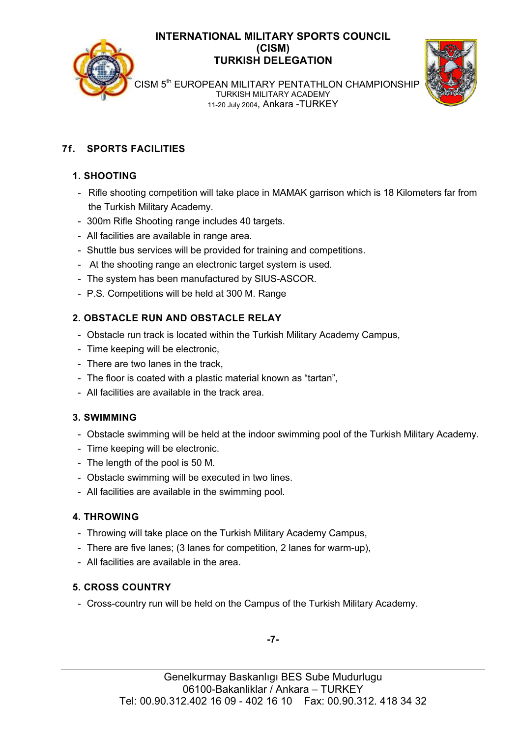## 7f. SPORTS FACILITIES

### 1. SHOOTING

- Rifle shooting competition will take place in MAMAK garrison which is 18 Kilometers far from the Turkish Military Academy.
- 300m Rifle Shooting range includes 40 targets.
- All facilities are available in range area.
- Shuttle bus services will be provided for training and competitions.
- At the shooting range an electronic target system is used.
- The system has been manufactured by SIUS-ASCOR.
- P.S. Competitions will be held at 300 M. Range

### 2. OBSTACLE RUN AND OBSTACLE RELAY

- Obstacle run track is located within the Turkish Military Academy Campus,
- Time keeping will be electronic,
- There are two lanes in the track,
- The floor is coated with a plastic material known as “tartan”,
- All facilities are available in the track area.

### 3. SWIMMING

- Obstacle swimming will be held at the indoor swimming pool of the Turkish Military Academy.
- Time keeping will be electronic.
- The length of the pool is 50 M.
- Obstacle swimming will be executed in two lines.
- All facilities are available in the swimming pool.

### 4. THROWING

- Throwing will take place on the Turkish Military Academy Campus,
- There are five lanes; (3 lanes for competition, 2 lanes for warm-up),
- All facilities are available in the area.

### 5. CROSS COUNTRY

- Cross-country run will be held on the Campus of the Turkish Military Academy.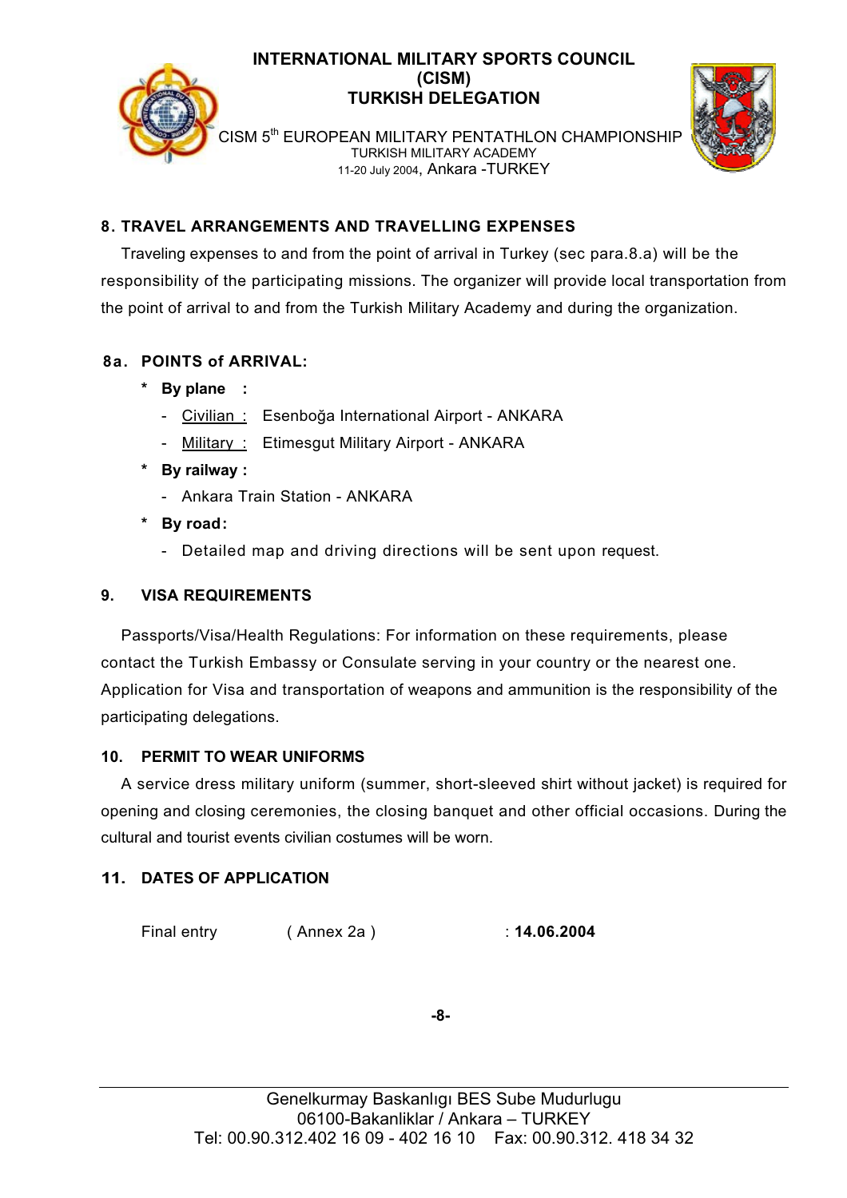## 8. TRAVEL ARRANGEMENTS AND TRAVELLING EXPENSES

Traveling expenses to and from the point of arrival in Turkey (sec para.8.a) will be the responsibility of the participating missions. The organizer will provide local transportation from the point of arrival to and from the Turkish Military Academy and during the organization.

### 8a. POINTS of ARRIVAL:

- **By plane :**
  - Civilian : Esenboğa International Airport - ANKARA
  - Military : Etimesgut Military Airport - ANKARA
- **By railway :**
  - Ankara Train Station - ANKARA
- **By road:**
  - Detailed map and driving directions will be sent upon request.

## 9. VISA REQUIREMENTS

Passports/Visa/Health Regulations: For information on these requirements, please contact the Turkish Embassy or Consulate serving in your country or the nearest one. Application for Visa and transportation of weapons and ammunition is the responsibility of the participating delegations.

## 10. PERMIT TO WEAR UNIFORMS

A service dress military uniform (summer, short-sleeved shirt without jacket) is required for opening and closing ceremonies, the closing banquet and other official occasions. During the cultural and tourist events civilian costumes will be worn.

## 11. DATES OF APPLICATION

Final entry ( Annex 2a ) : **14.06.2004**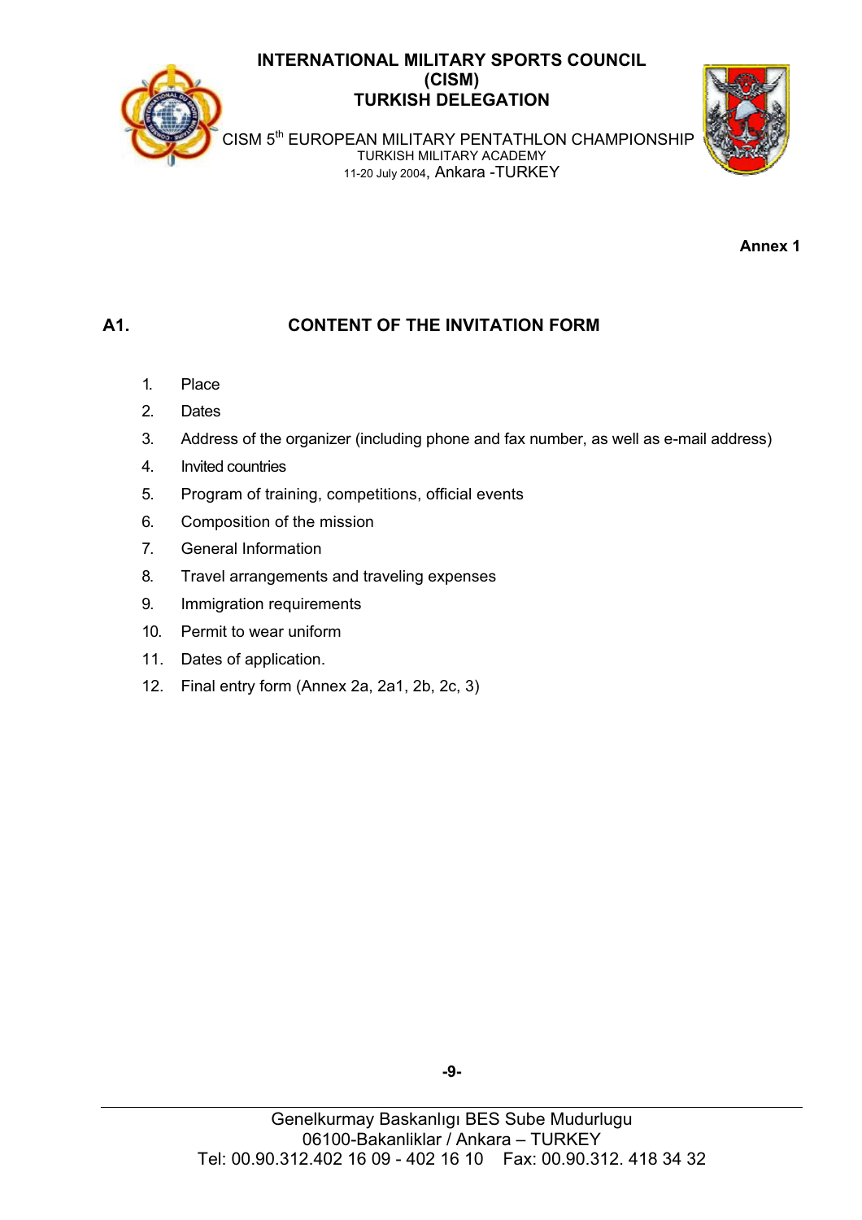**Annex 1**

## A1. CONTENT OF THE INVITATION FORM

1. Place
2. Dates
3. Address of the organizer (including phone and fax number, as well as e-mail address)
4. Invited countries
5. Program of training, competitions, official events
6. Composition of the mission
7. General Information
8. Travel arrangements and traveling expenses
9. Immigration requirements
10. Permit to wear uniform
11. Dates of application.
12. Final entry form (Annex 2a, 2a1, 2b, 2c, 3)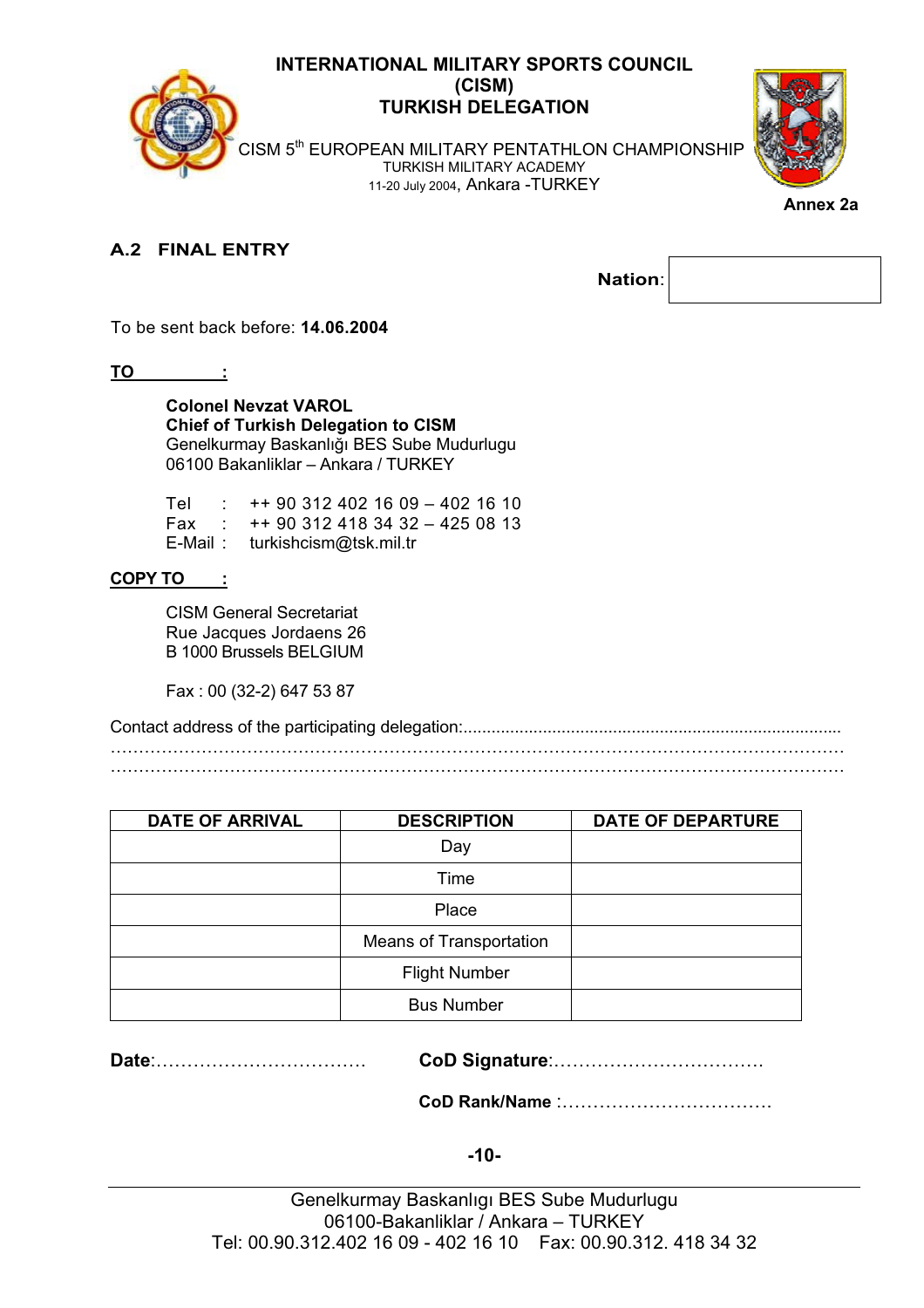**INTERNATIONAL MILITARY SPORTS COUNCIL**
**(CISM)**
**TURKISH DELEGATION**

CISM 5th EUROPEAN MILITARY PENTATHLON CHAMPIONSHIP
TURKISH MILITARY ACADEMY
11-20 July 2004, Ankara -TURKEY

**Annex 2a**

## A.2 FINAL ENTRY

**Nation**:

To be sent back before: **14.06.2004**

**TO :**

**Colonel Nevzat VAROL**
**Chief of Turkish Delegation to CISM**
Genelkurmay Baskanlığı BES Sube Mudurlugu
06100 Bakanliklar – Ankara / TURKEY

Tel : ++ 90 312 402 16 09 – 402 16 10
Fax : ++ 90 312 418 34 32 – 425 08 13
E-Mail : turkishcism@tsk.mil.tr

**COPY TO :**

CISM General Secretariat
Rue Jacques Jordaens 26
B 1000 Brussels BELGIUM

Fax : 00 (32-2) 647 53 87

Contact address of the participating delegation:................................................................................
…………………………………………………………………………………………………………
…………………………………………………………………………………………………………

| DATE OF ARRIVAL | DESCRIPTION | DATE OF DEPARTURE |
|---|---|---|
| | Day | |
| | Time | |
| | Place | |
| | Means of Transportation | |
| | Flight Number | |
| | Bus Number | |

**Date**:……………………………… **CoD Signature**:……………………………

**CoD Rank/Name** :……………………………

Genelkurmay Baskanlıgı BES Sube Mudurlugu
06100-Bakanliklar / Ankara – TURKEY
Tel: 00.90.312.402 16 09 - 402 16 10 Fax: 00.90.312. 418 34 32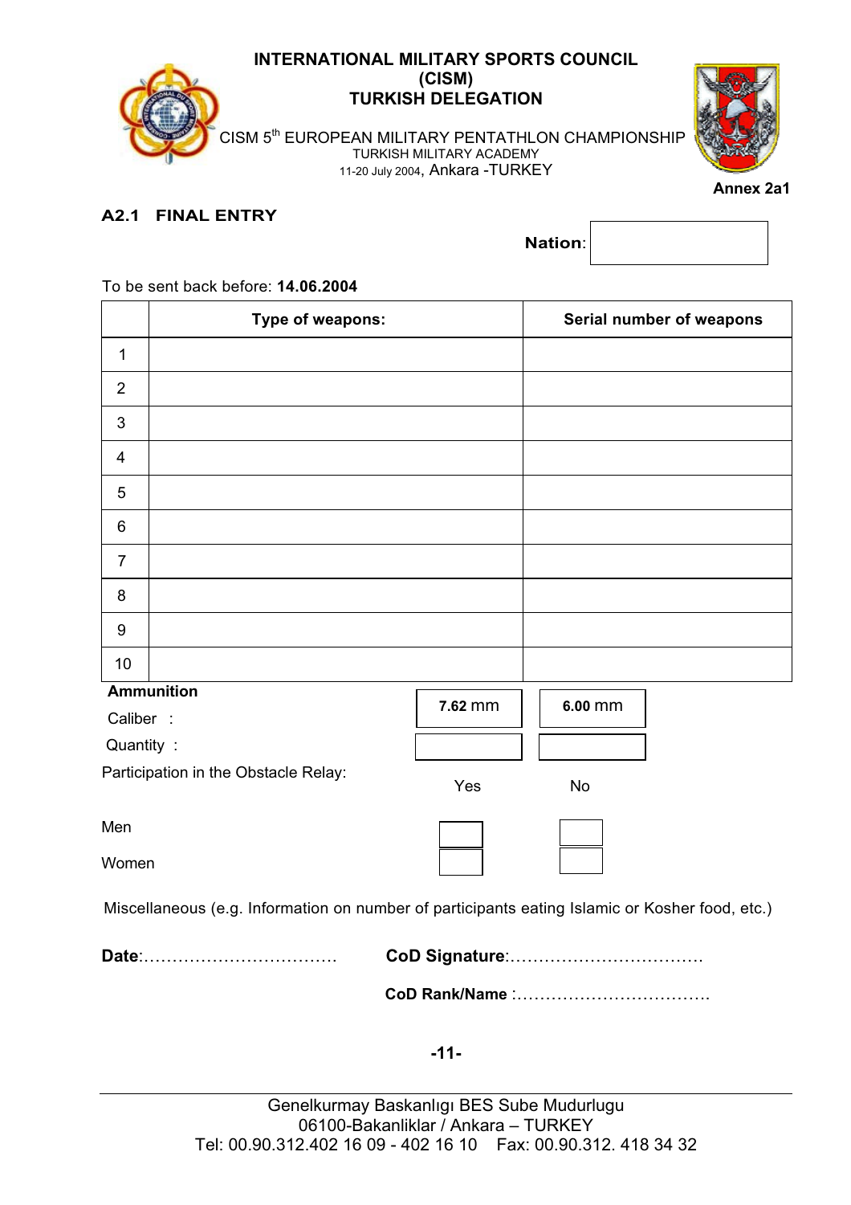**INTERNATIONAL MILITARY SPORTS COUNCIL**
**(CISM)**
**TURKISH DELEGATION**

CISM 5th EUROPEAN MILITARY PENTATHLON CHAMPIONSHIP
TURKISH MILITARY ACADEMY
11-20 July 2004, Ankara -TURKEY

**Annex 2a1**

## A2.1 FINAL ENTRY

**Nation**:

To be sent back before: **14.06.2004**

| | Type of weapons: | Serial number of weapons |
|---|---|---|
| 1 | | |
| 2 | | |
| 3 | | |
| 4 | | |
| 5 | | |
| 6 | | |
| 7 | | |
| 8 | | |
| 9 | | |
| 10 | | |

**Ammunition**

| | | |
|---|---|---|
| Caliber : | **7.62** mm | **6.00** mm |
| Quantity : | | |

Participation in the Obstacle Relay:

| | Yes | No |
|---|---|---|
| Men | | |
| Women | | |

Miscellaneous (e.g. Information on number of participants eating Islamic or Kosher food, etc.)

**Date**:…………………………… **CoD Signature**:……………………………

**CoD Rank/Name** :……………………………

Genelkurmay Baskanlıgı BES Sube Mudurlugu
06100-Bakanliklar / Ankara – TURKEY
Tel: 00.90.312.402 16 09 - 402 16 10 Fax: 00.90.312. 418 34 32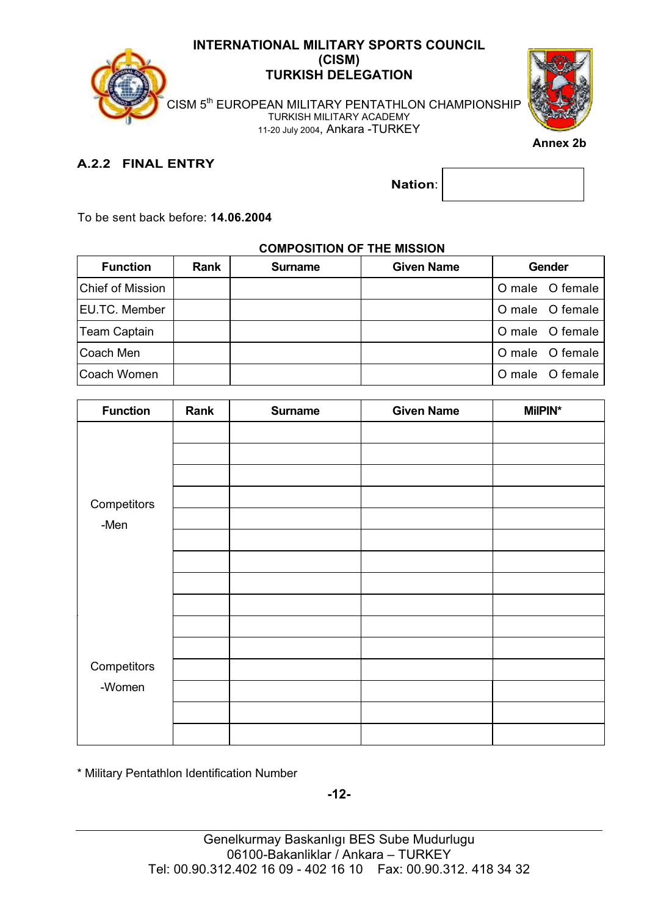**INTERNATIONAL MILITARY SPORTS COUNCIL**
**(CISM)**
**TURKISH DELEGATION**

CISM 5th EUROPEAN MILITARY PENTATHLON CHAMPIONSHIP
TURKISH MILITARY ACADEMY
11-20 July 2004, Ankara -TURKEY

**Annex 2b**

## A.2.2 FINAL ENTRY

**Nation**:

To be sent back before: **14.06.2004**

**COMPOSITION OF THE MISSION**

| Function | Rank | Surname | Given Name | Gender |
|---|---|---|---|---|
| Chief of Mission | | | | O male O female |
| EU.TC. Member | | | | O male O female |
| Team Captain | | | | O male O female |
| Coach Men | | | | O male O female |
| Coach Women | | | | O male O female |

| Function | Rank | Surname | Given Name | MilPIN* |
|---|---|---|---|---|
| Competitors -Men | | | | |
| | | | | |
| | | | | |
| | | | | |
| | | | | |
| | | | | |
| | | | | |
| | | | | |
| | | | | |
| Competitors -Women | | | | |
| | | | | |
| | | | | |
| | | | | |
| | | | | |
| | | | | |

\* Military Pentathlon Identification Number

Genelkurmay Baskanlıgı BES Sube Mudurlugu
06100-Bakanliklar / Ankara – TURKEY
Tel: 00.90.312.402 16 09 - 402 16 10 Fax: 00.90.312. 418 34 32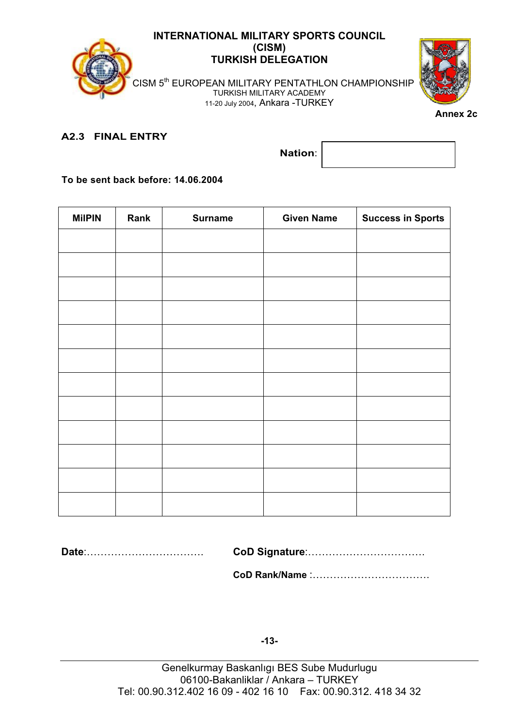**INTERNATIONAL MILITARY SPORTS COUNCIL**
**(CISM)**
**TURKISH DELEGATION**

CISM 5th EUROPEAN MILITARY PENTATHLON CHAMPIONSHIP
TURKISH MILITARY ACADEMY
11-20 July 2004, Ankara -TURKEY

**Annex 2c**

## A2.3 FINAL ENTRY

**Nation**:

**To be sent back before: 14.06.2004**

| MilPIN | Rank | Surname | Given Name | Success in Sports |
|---|---|---|---|---|
| | | | | |
| | | | | |
| | | | | |
| | | | | |
| | | | | |
| | | | | |
| | | | | |
| | | | | |
| | | | | |
| | | | | |
| | | | | |
| | | | | |

**Date**:……………………………… **CoD Signature**:……………………………

**CoD Rank/Name** :……………………………

Genelkurmay Baskanlıgı BES Sube Mudurlugu
06100-Bakanliklar / Ankara – TURKEY
Tel: 00.90.312.402 16 09 - 402 16 10 Fax: 00.90.312. 418 34 32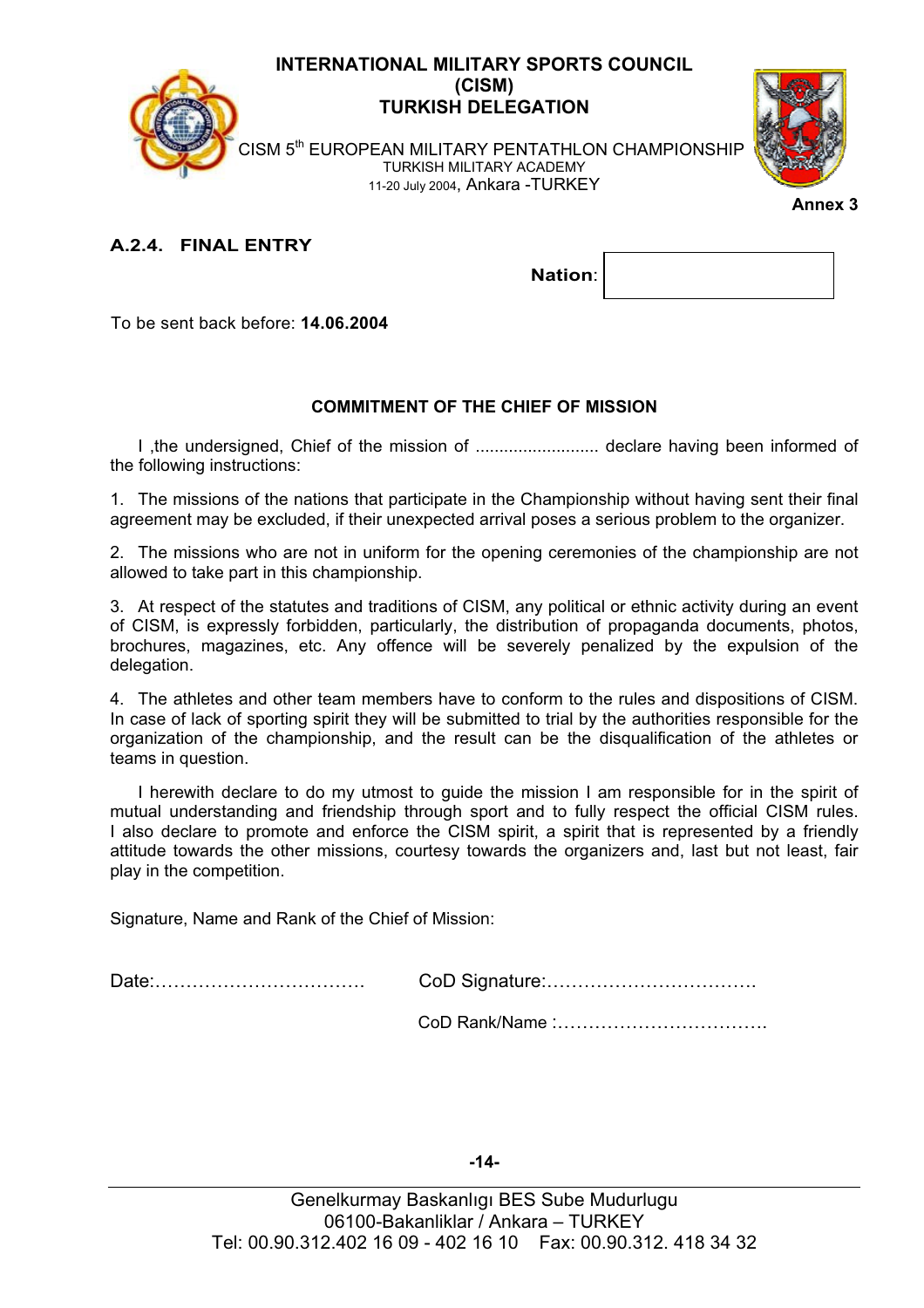**INTERNATIONAL MILITARY SPORTS COUNCIL**
**(CISM)**
**TURKISH DELEGATION**

CISM 5th EUROPEAN MILITARY PENTATHLON CHAMPIONSHIP
TURKISH MILITARY ACADEMY
11-20 July 2004, Ankara -TURKEY

**Annex 3**

## A.2.4. FINAL ENTRY

**Nation**:

To be sent back before: **14.06.2004**

### COMMITMENT OF THE CHIEF OF MISSION

I ,the undersigned, Chief of the mission of .......................... declare having been informed of the following instructions:

1. The missions of the nations that participate in the Championship without having sent their final agreement may be excluded, if their unexpected arrival poses a serious problem to the organizer.

2. The missions who are not in uniform for the opening ceremonies of the championship are not allowed to take part in this championship.

3. At respect of the statutes and traditions of CISM, any political or ethnic activity during an event of CISM, is expressly forbidden, particularly, the distribution of propaganda documents, photos, brochures, magazines, etc. Any offence will be severely penalized by the expulsion of the delegation.

4. The athletes and other team members have to conform to the rules and dispositions of CISM. In case of lack of sporting spirit they will be submitted to trial by the authorities responsible for the organization of the championship, and the result can be the disqualification of the athletes or teams in question.

I herewith declare to do my utmost to guide the mission I am responsible for in the spirit of mutual understanding and friendship through sport and to fully respect the official CISM rules. I also declare to promote and enforce the CISM spirit, a spirit that is represented by a friendly attitude towards the other missions, courtesy towards the organizers and, last but not least, fair play in the competition.

Signature, Name and Rank of the Chief of Mission:

Date:…………………………… CoD Signature:…………………………….

CoD Rank/Name :…………………………….

Genelkurmay Baskanlıgı BES Sube Mudurlugu
06100-Bakanliklar / Ankara – TURKEY
Tel: 00.90.312.402 16 09 - 402 16 10 Fax: 00.90.312. 418 34 32